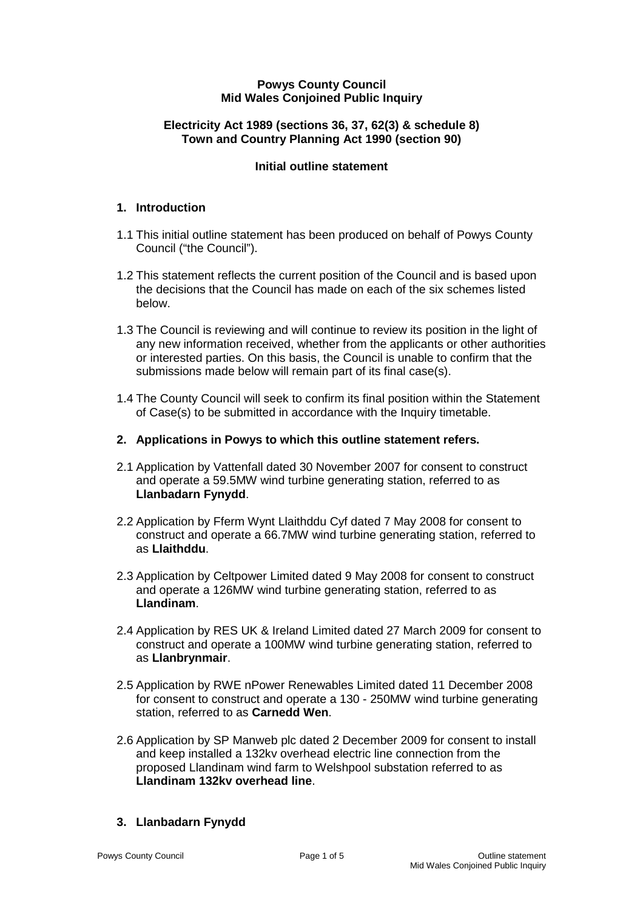**Powys County Council**
**Mid Wales Conjoined Public Inquiry**

**Electricity Act 1989 (sections 36, 37, 62(3) & schedule 8)**
**Town and Country Planning Act 1990 (section 90)**

**Initial outline statement**

## 1. Introduction

1.1 This initial outline statement has been produced on behalf of Powys County Council ("the Council").

1.2 This statement reflects the current position of the Council and is based upon the decisions that the Council has made on each of the six schemes listed below.

1.3 The Council is reviewing and will continue to review its position in the light of any new information received, whether from the applicants or other authorities or interested parties. On this basis, the Council is unable to confirm that the submissions made below will remain part of its final case(s).

1.4 The County Council will seek to confirm its final position within the Statement of Case(s) to be submitted in accordance with the Inquiry timetable.

## 2. Applications in Powys to which this outline statement refers.

2.1 Application by Vattenfall dated 30 November 2007 for consent to construct and operate a 59.5MW wind turbine generating station, referred to as **Llanbadarn Fynydd**.

2.2 Application by Fferm Wynt Llaithddu Cyf dated 7 May 2008 for consent to construct and operate a 66.7MW wind turbine generating station, referred to as **Llaithddu**.

2.3 Application by Celtpower Limited dated 9 May 2008 for consent to construct and operate a 126MW wind turbine generating station, referred to as **Llandinam**.

2.4 Application by RES UK & Ireland Limited dated 27 March 2009 for consent to construct and operate a 100MW wind turbine generating station, referred to as **Llanbrynmair**.

2.5 Application by RWE nPower Renewables Limited dated 11 December 2008 for consent to construct and operate a 130 - 250MW wind turbine generating station, referred to as **Carnedd Wen**.

2.6 Application by SP Manweb plc dated 2 December 2009 for consent to install and keep installed a 132kv overhead electric line connection from the proposed Llandinam wind farm to Welshpool substation referred to as **Llandinam 132kv overhead line**.

## 3. Llanbadarn Fynydd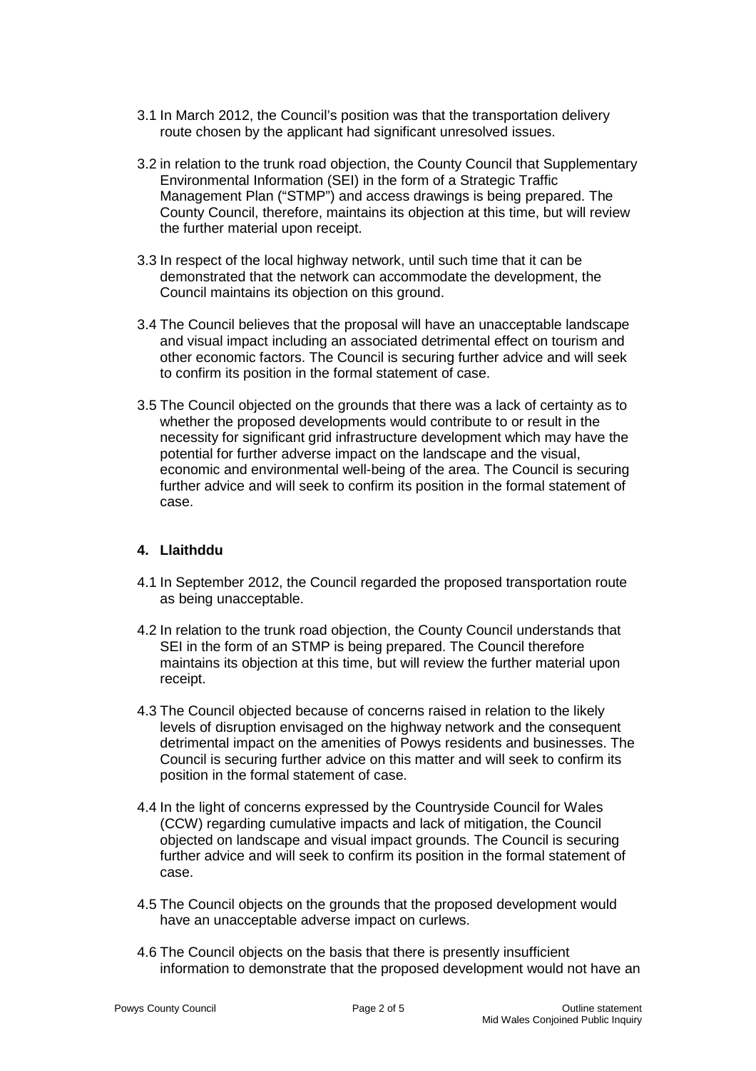3.1 In March 2012, the Council's position was that the transportation delivery route chosen by the applicant had significant unresolved issues.

3.2 in relation to the trunk road objection, the County Council that Supplementary Environmental Information (SEI) in the form of a Strategic Traffic Management Plan ("STMP") and access drawings is being prepared. The County Council, therefore, maintains its objection at this time, but will review the further material upon receipt.

3.3 In respect of the local highway network, until such time that it can be demonstrated that the network can accommodate the development, the Council maintains its objection on this ground.

3.4 The Council believes that the proposal will have an unacceptable landscape and visual impact including an associated detrimental effect on tourism and other economic factors. The Council is securing further advice and will seek to confirm its position in the formal statement of case.

3.5 The Council objected on the grounds that there was a lack of certainty as to whether the proposed developments would contribute to or result in the necessity for significant grid infrastructure development which may have the potential for further adverse impact on the landscape and the visual, economic and environmental well-being of the area. The Council is securing further advice and will seek to confirm its position in the formal statement of case.

## 4. Llaithddu

4.1 In September 2012, the Council regarded the proposed transportation route as being unacceptable.

4.2 In relation to the trunk road objection, the County Council understands that SEI in the form of an STMP is being prepared. The Council therefore maintains its objection at this time, but will review the further material upon receipt.

4.3 The Council objected because of concerns raised in relation to the likely levels of disruption envisaged on the highway network and the consequent detrimental impact on the amenities of Powys residents and businesses. The Council is securing further advice on this matter and will seek to confirm its position in the formal statement of case.

4.4 In the light of concerns expressed by the Countryside Council for Wales (CCW) regarding cumulative impacts and lack of mitigation, the Council objected on landscape and visual impact grounds. The Council is securing further advice and will seek to confirm its position in the formal statement of case.

4.5 The Council objects on the grounds that the proposed development would have an unacceptable adverse impact on curlews.

4.6 The Council objects on the basis that there is presently insufficient information to demonstrate that the proposed development would not have an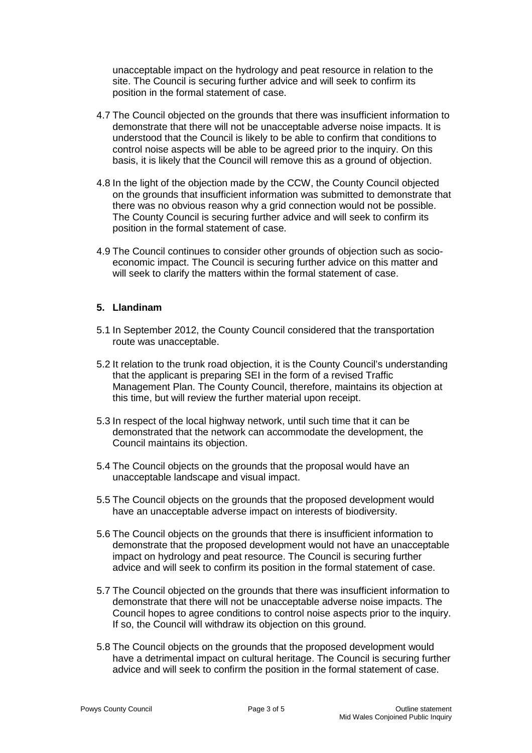unacceptable impact on the hydrology and peat resource in relation to the site. The Council is securing further advice and will seek to confirm its position in the formal statement of case.

4.7 The Council objected on the grounds that there was insufficient information to demonstrate that there will not be unacceptable adverse noise impacts. It is understood that the Council is likely to be able to confirm that conditions to control noise aspects will be able to be agreed prior to the inquiry. On this basis, it is likely that the Council will remove this as a ground of objection.

4.8 In the light of the objection made by the CCW, the County Council objected on the grounds that insufficient information was submitted to demonstrate that there was no obvious reason why a grid connection would not be possible. The County Council is securing further advice and will seek to confirm its position in the formal statement of case.

4.9 The Council continues to consider other grounds of objection such as socio-economic impact. The Council is securing further advice on this matter and will seek to clarify the matters within the formal statement of case.

## 5. Llandinam

5.1 In September 2012, the County Council considered that the transportation route was unacceptable.

5.2 It relation to the trunk road objection, it is the County Council's understanding that the applicant is preparing SEI in the form of a revised Traffic Management Plan. The County Council, therefore, maintains its objection at this time, but will review the further material upon receipt.

5.3 In respect of the local highway network, until such time that it can be demonstrated that the network can accommodate the development, the Council maintains its objection.

5.4 The Council objects on the grounds that the proposal would have an unacceptable landscape and visual impact.

5.5 The Council objects on the grounds that the proposed development would have an unacceptable adverse impact on interests of biodiversity.

5.6 The Council objects on the grounds that there is insufficient information to demonstrate that the proposed development would not have an unacceptable impact on hydrology and peat resource. The Council is securing further advice and will seek to confirm its position in the formal statement of case.

5.7 The Council objected on the grounds that there was insufficient information to demonstrate that there will not be unacceptable adverse noise impacts. The Council hopes to agree conditions to control noise aspects prior to the inquiry. If so, the Council will withdraw its objection on this ground.

5.8 The Council objects on the grounds that the proposed development would have a detrimental impact on cultural heritage. The Council is securing further advice and will seek to confirm the position in the formal statement of case.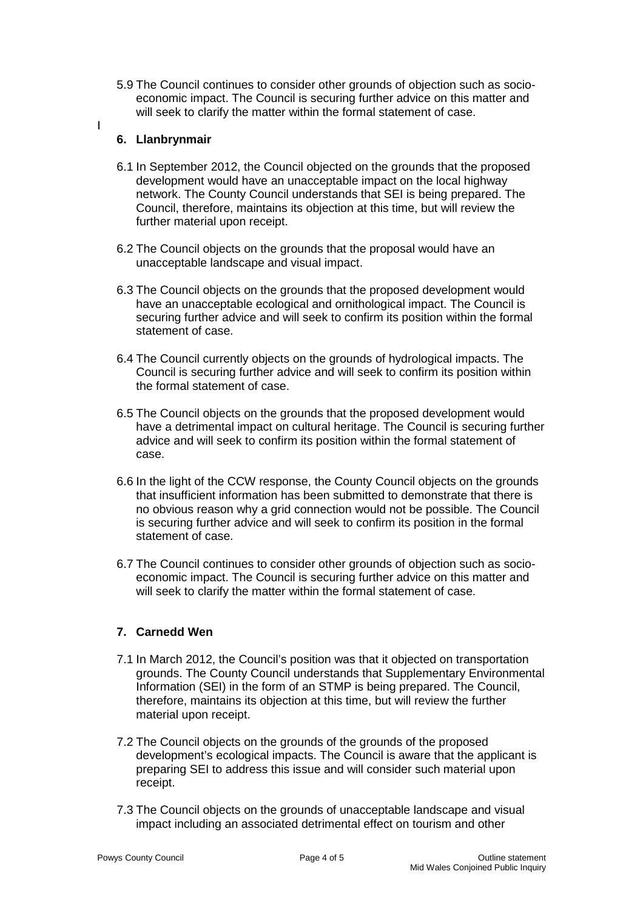5.9 The Council continues to consider other grounds of objection such as socio-economic impact. The Council is securing further advice on this matter and will seek to clarify the matter within the formal statement of case.

## 6. Llanbrynmair

6.1 In September 2012, the Council objected on the grounds that the proposed development would have an unacceptable impact on the local highway network. The County Council understands that SEI is being prepared. The Council, therefore, maintains its objection at this time, but will review the further material upon receipt.

6.2 The Council objects on the grounds that the proposal would have an unacceptable landscape and visual impact.

6.3 The Council objects on the grounds that the proposed development would have an unacceptable ecological and ornithological impact. The Council is securing further advice and will seek to confirm its position within the formal statement of case.

6.4 The Council currently objects on the grounds of hydrological impacts. The Council is securing further advice and will seek to confirm its position within the formal statement of case.

6.5 The Council objects on the grounds that the proposed development would have a detrimental impact on cultural heritage. The Council is securing further advice and will seek to confirm its position within the formal statement of case.

6.6 In the light of the CCW response, the County Council objects on the grounds that insufficient information has been submitted to demonstrate that there is no obvious reason why a grid connection would not be possible. The Council is securing further advice and will seek to confirm its position in the formal statement of case.

6.7 The Council continues to consider other grounds of objection such as socio-economic impact. The Council is securing further advice on this matter and will seek to clarify the matter within the formal statement of case.

## 7. Carnedd Wen

7.1 In March 2012, the Council's position was that it objected on transportation grounds. The County Council understands that Supplementary Environmental Information (SEI) in the form of an STMP is being prepared. The Council, therefore, maintains its objection at this time, but will review the further material upon receipt.

7.2 The Council objects on the grounds of the grounds of the proposed development's ecological impacts. The Council is aware that the applicant is preparing SEI to address this issue and will consider such material upon receipt.

7.3 The Council objects on the grounds of unacceptable landscape and visual impact including an associated detrimental effect on tourism and other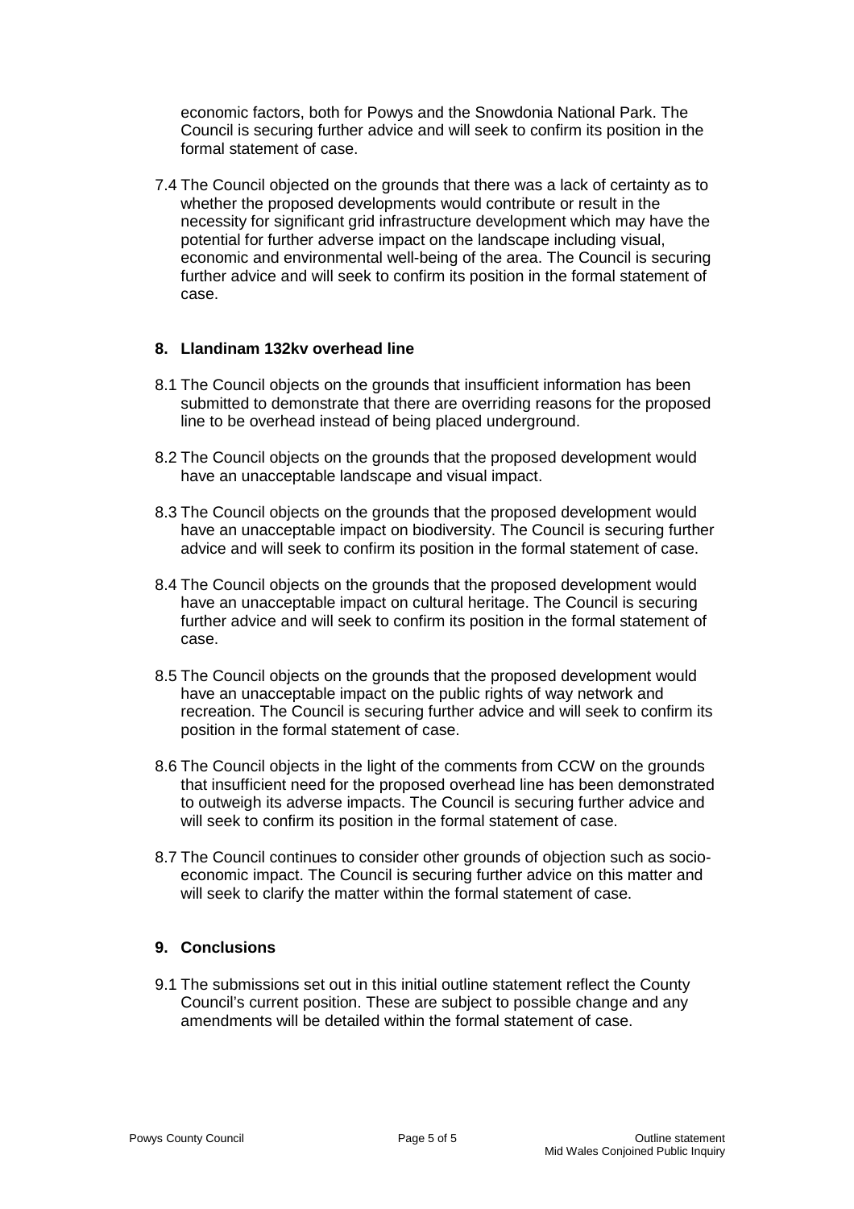economic factors, both for Powys and the Snowdonia National Park. The Council is securing further advice and will seek to confirm its position in the formal statement of case.

7.4 The Council objected on the grounds that there was a lack of certainty as to whether the proposed developments would contribute or result in the necessity for significant grid infrastructure development which may have the potential for further adverse impact on the landscape including visual, economic and environmental well-being of the area. The Council is securing further advice and will seek to confirm its position in the formal statement of case.

## 8. Llandinam 132kv overhead line

8.1 The Council objects on the grounds that insufficient information has been submitted to demonstrate that there are overriding reasons for the proposed line to be overhead instead of being placed underground.

8.2 The Council objects on the grounds that the proposed development would have an unacceptable landscape and visual impact.

8.3 The Council objects on the grounds that the proposed development would have an unacceptable impact on biodiversity. The Council is securing further advice and will seek to confirm its position in the formal statement of case.

8.4 The Council objects on the grounds that the proposed development would have an unacceptable impact on cultural heritage. The Council is securing further advice and will seek to confirm its position in the formal statement of case.

8.5 The Council objects on the grounds that the proposed development would have an unacceptable impact on the public rights of way network and recreation. The Council is securing further advice and will seek to confirm its position in the formal statement of case.

8.6 The Council objects in the light of the comments from CCW on the grounds that insufficient need for the proposed overhead line has been demonstrated to outweigh its adverse impacts. The Council is securing further advice and will seek to confirm its position in the formal statement of case.

8.7 The Council continues to consider other grounds of objection such as socio-economic impact. The Council is securing further advice on this matter and will seek to clarify the matter within the formal statement of case.

## 9. Conclusions

9.1 The submissions set out in this initial outline statement reflect the County Council's current position. These are subject to possible change and any amendments will be detailed within the formal statement of case.